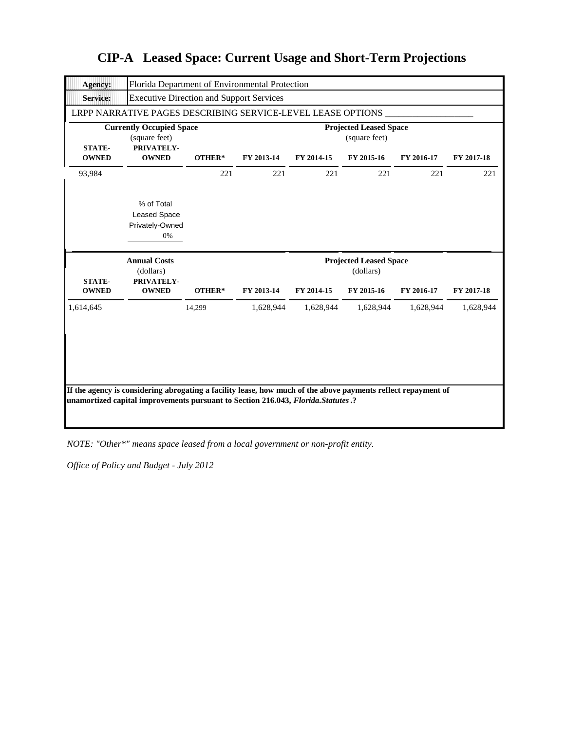# CIP-A Leased Space: Current Usage and Short-Term Projections

| **Agency:** | Florida Department of Environmental Protection |
|---|---|
| **Service:** | Executive Direction and Support Services |

LRPP NARRATIVE PAGES DESCRIBING SERVICE-LEVEL LEASE OPTIONS ___________________

| **Currently Occupied Space** (square feet) | | | **Projected Leased Space** (square feet) | | | | |
|---|---|---|---|---|---|---|---|
| **STATE-OWNED** | **PRIVATELY-OWNED** | **OTHER*** | **FY 2013-14** | **FY 2014-15** | **FY 2015-16** | **FY 2016-17** | **FY 2017-18** |
| 93,984 | | 221 | 221 | 221 | 221 | 221 | 221 |

% of Total Leased Space Privately-Owned: 0%

| **Annual Costs** (dollars) | | | **Projected Leased Space** (dollars) | | | | |
|---|---|---|---|---|---|---|---|
| **STATE-OWNED** | **PRIVATELY-OWNED** | **OTHER*** | **FY 2013-14** | **FY 2014-15** | **FY 2015-16** | **FY 2016-17** | **FY 2017-18** |
| 1,614,645 | | 14,299 | 1,628,944 | 1,628,944 | 1,628,944 | 1,628,944 | 1,628,944 |

**If the agency is considering abrogating a facility lease, how much of the above payments reflect repayment of unamortized capital improvements pursuant to Section 216.043, *Florida.Statutes*.?**

*NOTE: "Other*" means space leased from a local government or non-profit entity.*

*Office of Policy and Budget - July 2012*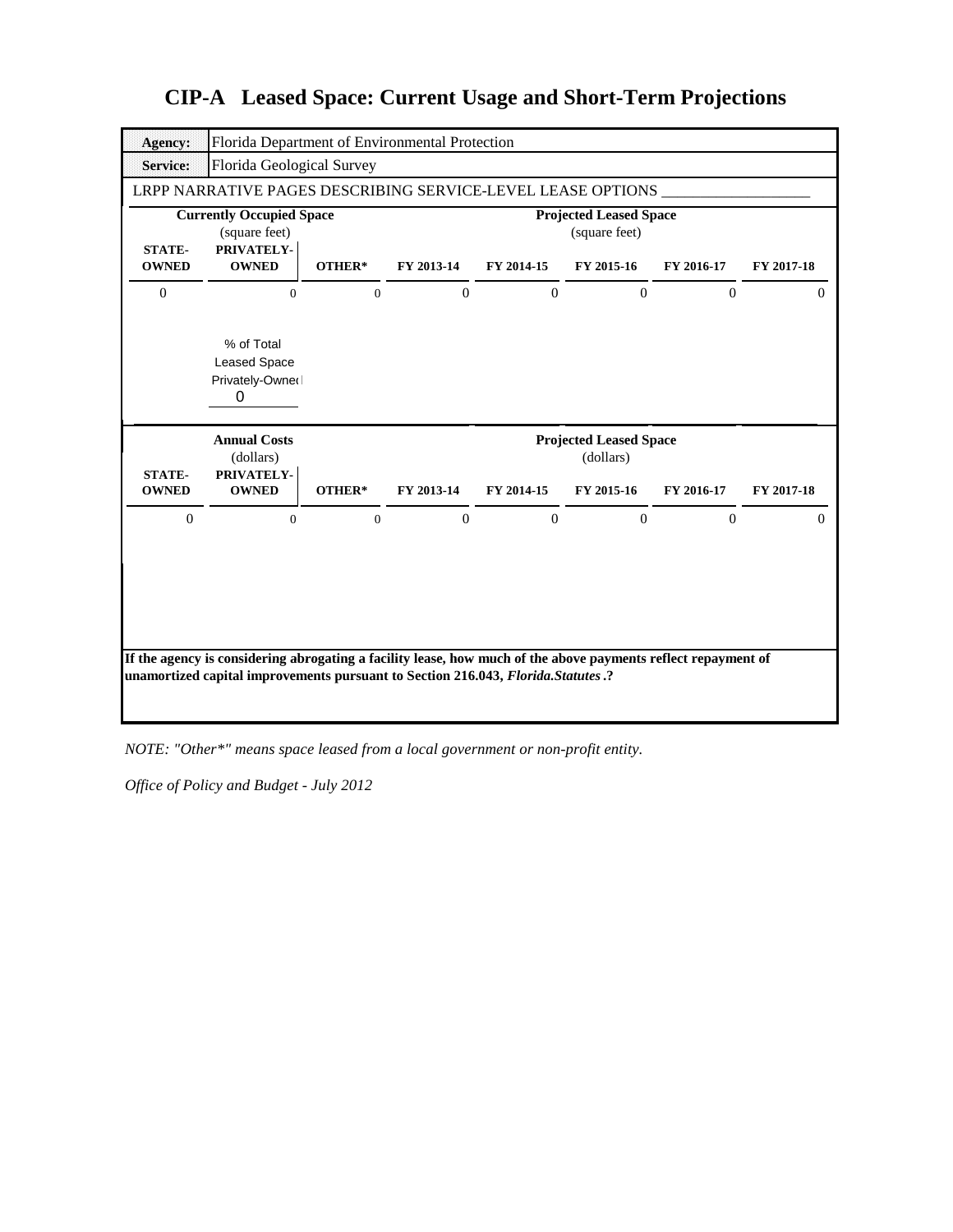# CIP-A Leased Space: Current Usage and Short-Term Projections

| **Agency:** | Florida Department of Environmental Protection |
|---|---|
| **Service:** | Florida Geological Survey |

LRPP NARRATIVE PAGES DESCRIBING SERVICE-LEVEL LEASE OPTIONS ___________________

| **Currently Occupied Space** (square feet) | | | **Projected Leased Space** (square feet) | | | | |
|---|---|---|---|---|---|---|---|
| **STATE-OWNED** | **PRIVATELY-OWNED** | **OTHER*** | **FY 2013-14** | **FY 2014-15** | **FY 2015-16** | **FY 2016-17** | **FY 2017-18** |
| 0 | 0 | 0 | 0 | 0 | 0 | 0 | 0 |

% of Total Leased Space Privately-Owned
0

| **Annual Costs** (dollars) | | | **Projected Leased Space** (dollars) | | | | |
|---|---|---|---|---|---|---|---|
| **STATE-OWNED** | **PRIVATELY-OWNED** | **OTHER*** | **FY 2013-14** | **FY 2014-15** | **FY 2015-16** | **FY 2016-17** | **FY 2017-18** |
| 0 | 0 | 0 | 0 | 0 | 0 | 0 | 0 |

**If the agency is considering abrogating a facility lease, how much of the above payments reflect repayment of unamortized capital improvements pursuant to Section 216.043, *Florida.Statutes*.?**

*NOTE: "Other*" means space leased from a local government or non-profit entity.*

*Office of Policy and Budget - July 2012*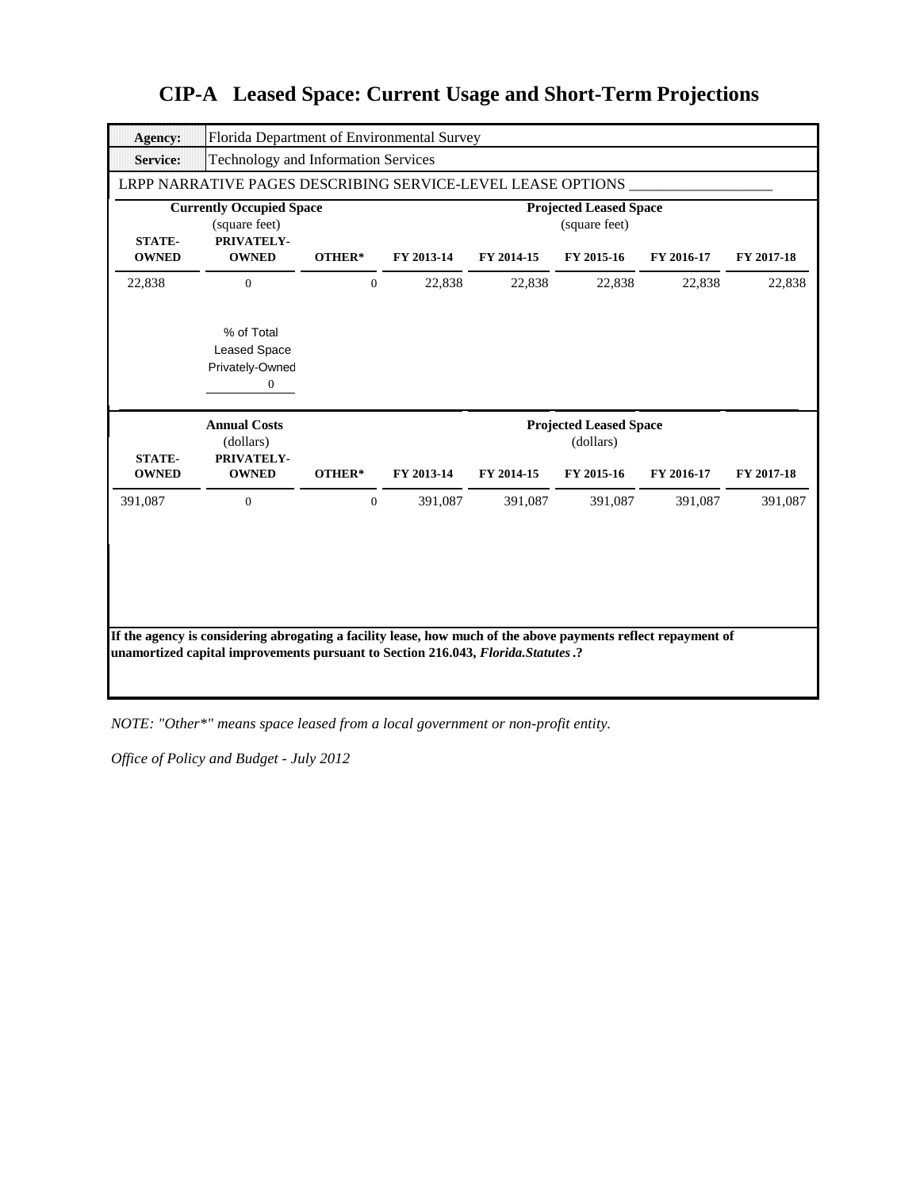# CIP-A Leased Space: Current Usage and Short-Term Projections

| **Agency:** | Florida Department of Environmental Survey | | | | | | |
|---|---|---|---|---|---|---|---|
| **Service:** | Technology and Information Services | | | | | | |
| LRPP NARRATIVE PAGES DESCRIBING SERVICE-LEVEL LEASE OPTIONS ___________________ | | | | | | | |
| **Currently Occupied Space** (square feet) | | | **Projected Leased Space** (square feet) | | | | |
| **STATE-OWNED** | **PRIVATELY-OWNED** | **OTHER*** | **FY 2013-14** | **FY 2014-15** | **FY 2015-16** | **FY 2016-17** | **FY 2017-18** |
| 22,838 | 0 | 0 | 22,838 | 22,838 | 22,838 | 22,838 | 22,838 |
| | % of Total Leased Space Privately-Owned: 0 | | | | | | |
| **Annual Costs** (dollars) | | | **Projected Leased Space** (dollars) | | | | |
| **STATE-OWNED** | **PRIVATELY-OWNED** | **OTHER*** | **FY 2013-14** | **FY 2014-15** | **FY 2015-16** | **FY 2016-17** | **FY 2017-18** |
| 391,087 | 0 | 0 | 391,087 | 391,087 | 391,087 | 391,087 | 391,087 |

**If the agency is considering abrogating a facility lease, how much of the above payments reflect repayment of unamortized capital improvements pursuant to Section 216.043, *Florida.Statutes*.?**

*NOTE: "Other*" means space leased from a local government or non-profit entity.*

*Office of Policy and Budget - July 2012*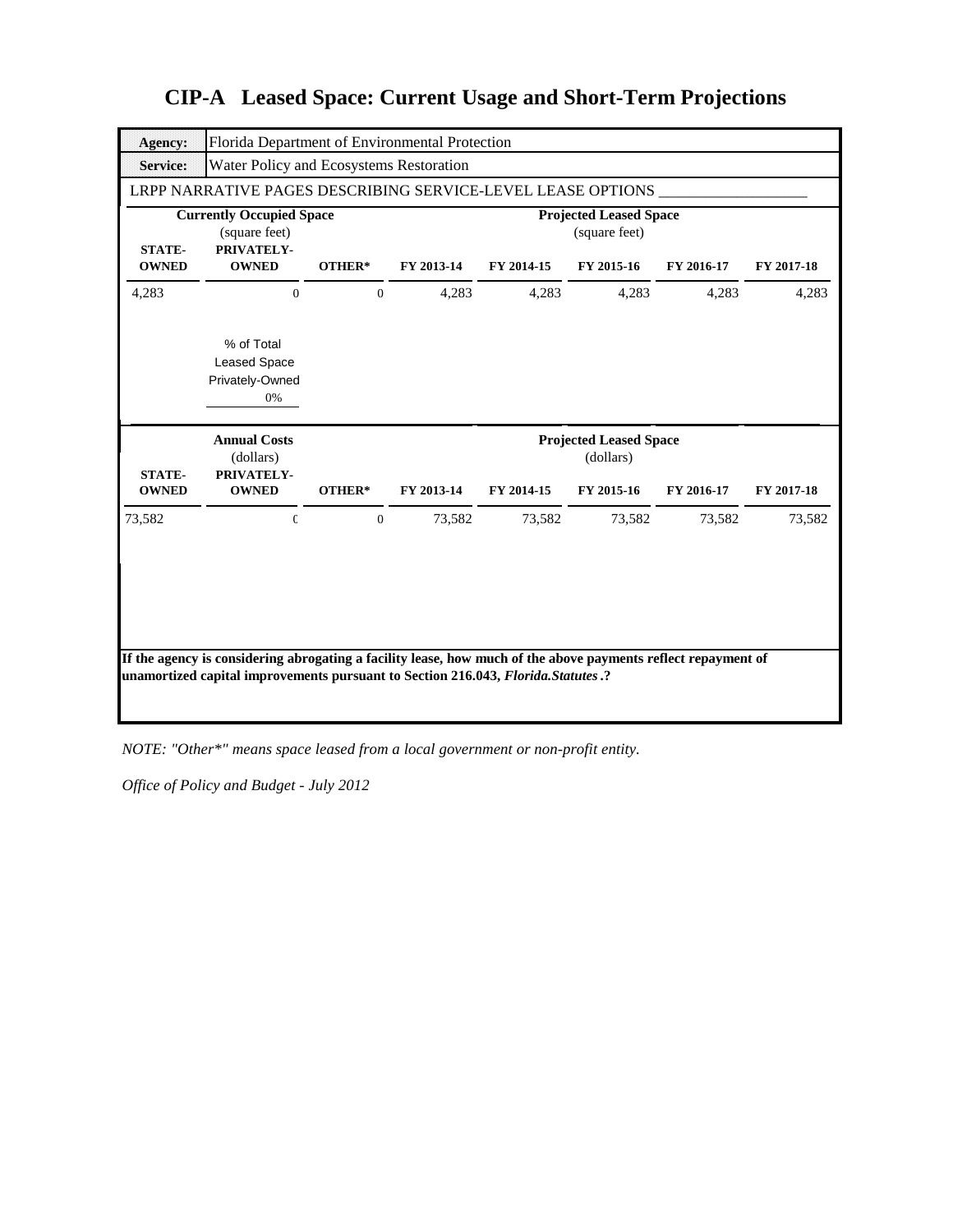# CIP-A Leased Space: Current Usage and Short-Term Projections

| | |
|---|---|
| **Agency:** | Florida Department of Environmental Protection |
| **Service:** | Water Policy and Ecosystems Restoration |

LRPP NARRATIVE PAGES DESCRIBING SERVICE-LEVEL LEASE OPTIONS ___________________

| **Currently Occupied Space** (square feet) | | | **Projected Leased Space** (square feet) | | | | |
|---|---|---|---|---|---|---|---|
| **STATE-OWNED** | **PRIVATELY-OWNED** | **OTHER*** | **FY 2013-14** | **FY 2014-15** | **FY 2015-16** | **FY 2016-17** | **FY 2017-18** |
| 4,283 | 0 | 0 | 4,283 | 4,283 | 4,283 | 4,283 | 4,283 |

% of Total Leased Space Privately-Owned
0%

| **Annual Costs** (dollars) | | | **Projected Leased Space** (dollars) | | | | |
|---|---|---|---|---|---|---|---|
| **STATE-OWNED** | **PRIVATELY-OWNED** | **OTHER*** | **FY 2013-14** | **FY 2014-15** | **FY 2015-16** | **FY 2016-17** | **FY 2017-18** |
| 73,582 | 0 | 0 | 73,582 | 73,582 | 73,582 | 73,582 | 73,582 |

**If the agency is considering abrogating a facility lease, how much of the above payments reflect repayment of unamortized capital improvements pursuant to Section 216.043, *Florida.Statutes*.?**

*NOTE: "Other*" means space leased from a local government or non-profit entity.*

*Office of Policy and Budget - July 2012*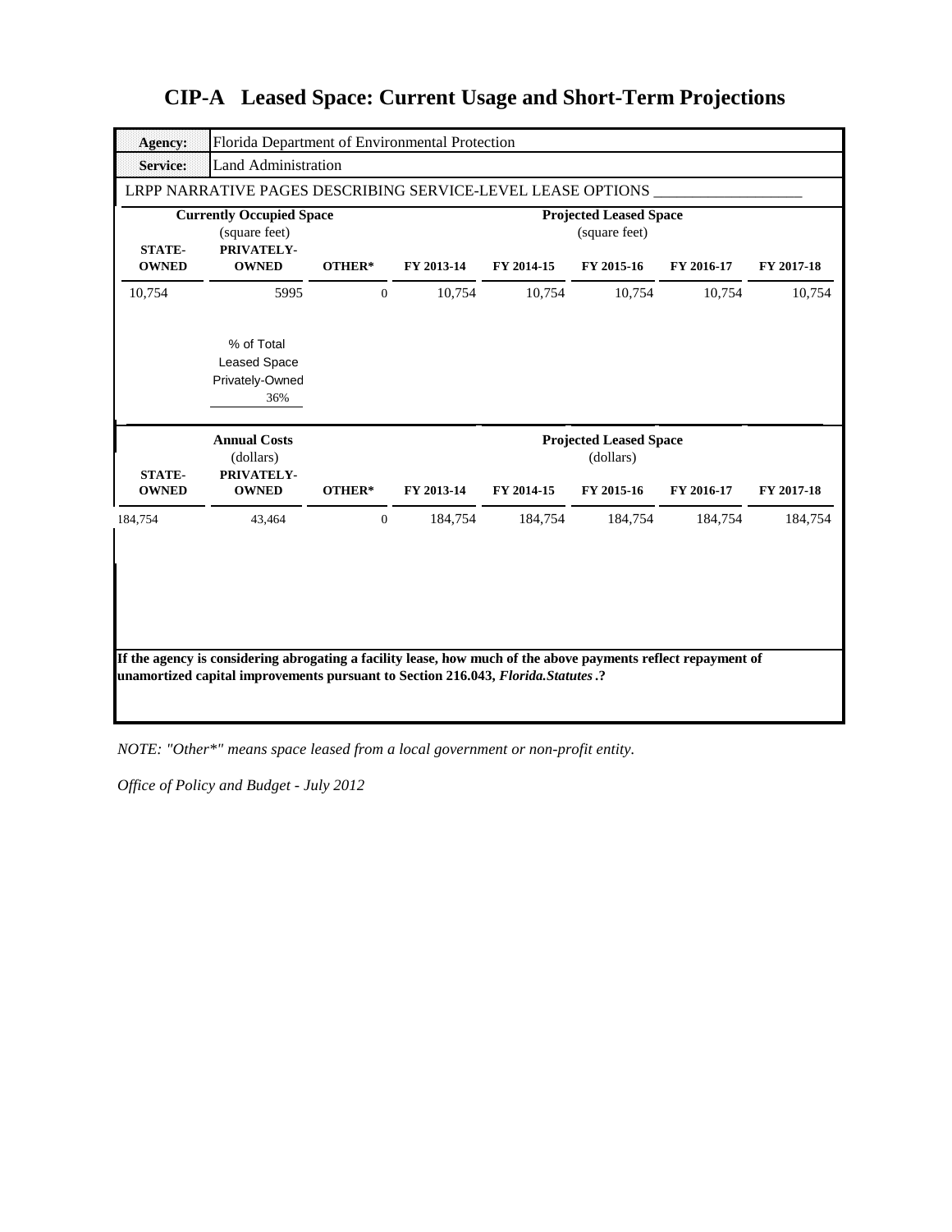# CIP-A Leased Space: Current Usage and Short-Term Projections

| **Agency:** | Florida Department of Environmental Protection |
|---|---|
| **Service:** | Land Administration |

LRPP NARRATIVE PAGES DESCRIBING SERVICE-LEVEL LEASE OPTIONS ___________________

| **Currently Occupied Space** (square feet) | | | **Projected Leased Space** (square feet) | | | | |
|---|---|---|---|---|---|---|---|
| **STATE-OWNED** | **PRIVATELY-OWNED** | **OTHER*** | **FY 2013-14** | **FY 2014-15** | **FY 2015-16** | **FY 2016-17** | **FY 2017-18** |
| 10,754 | 5995 | 0 | 10,754 | 10,754 | 10,754 | 10,754 | 10,754 |

% of Total Leased Space Privately-Owned: 36%

| **Annual Costs** (dollars) | | | **Projected Leased Space** (dollars) | | | | |
|---|---|---|---|---|---|---|---|
| **STATE-OWNED** | **PRIVATELY-OWNED** | **OTHER*** | **FY 2013-14** | **FY 2014-15** | **FY 2015-16** | **FY 2016-17** | **FY 2017-18** |
| 184,754 | 43,464 | 0 | 184,754 | 184,754 | 184,754 | 184,754 | 184,754 |

**If the agency is considering abrogating a facility lease, how much of the above payments reflect repayment of unamortized capital improvements pursuant to Section 216.043, *Florida.Statutes*.?**

*NOTE: "Other*" means space leased from a local government or non-profit entity.*

*Office of Policy and Budget - July 2012*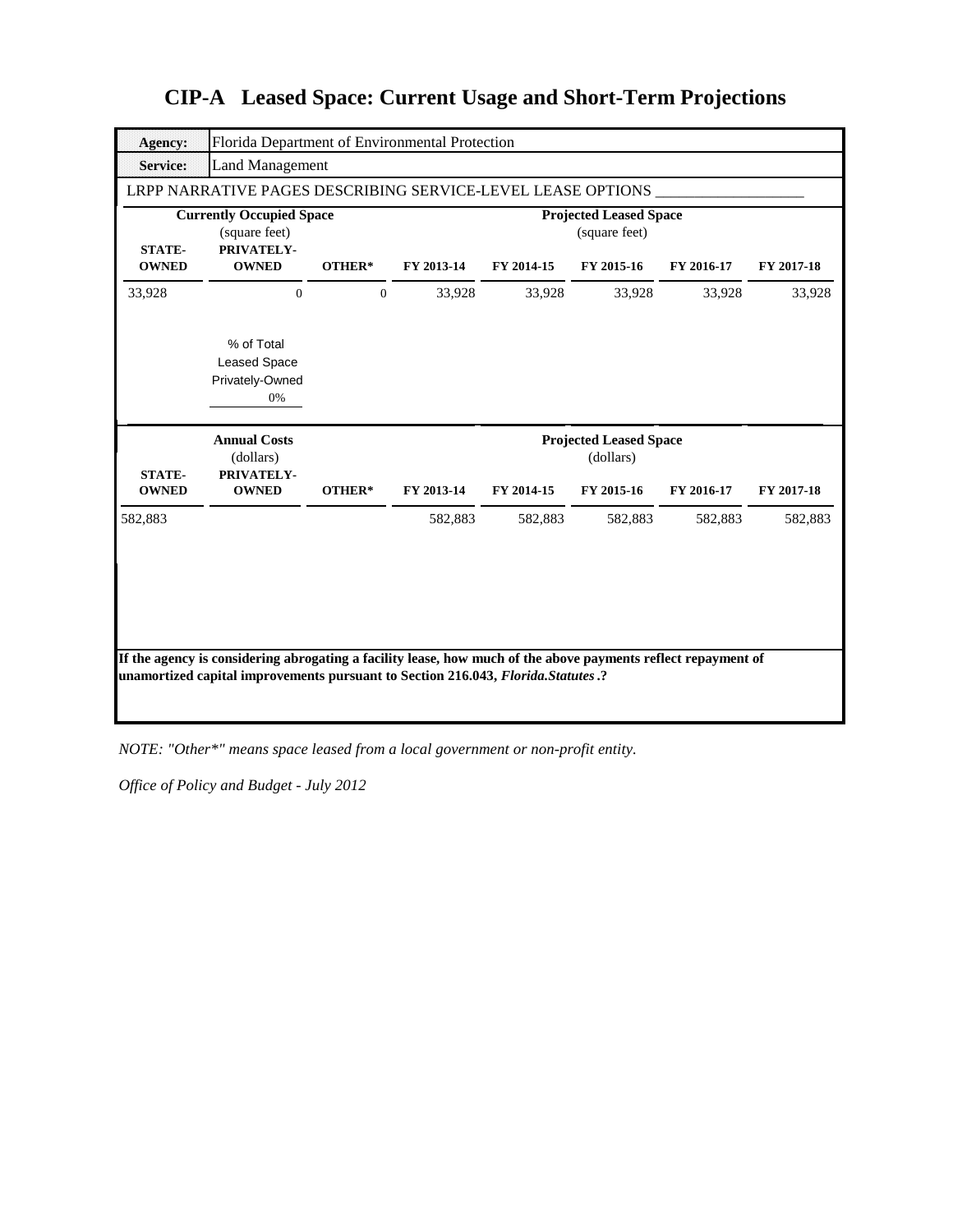# CIP-A Leased Space: Current Usage and Short-Term Projections

| **Agency:** | Florida Department of Environmental Protection |
|---|---|
| **Service:** | Land Management |

LRPP NARRATIVE PAGES DESCRIBING SERVICE-LEVEL LEASE OPTIONS ___________________

| **Currently Occupied Space** (square feet) | | | **Projected Leased Space** (square feet) | | | | |
|---|---|---|---|---|---|---|---|
| **STATE-OWNED** | **PRIVATELY-OWNED** | **OTHER*** | **FY 2013-14** | **FY 2014-15** | **FY 2015-16** | **FY 2016-17** | **FY 2017-18** |
| 33,928 | 0 | 0 | 33,928 | 33,928 | 33,928 | 33,928 | 33,928 |

% of Total Leased Space Privately-Owned: 0%

| **Annual Costs** (dollars) | | | **Projected Leased Space** (dollars) | | | | |
|---|---|---|---|---|---|---|---|
| **STATE-OWNED** | **PRIVATELY-OWNED** | **OTHER*** | **FY 2013-14** | **FY 2014-15** | **FY 2015-16** | **FY 2016-17** | **FY 2017-18** |
| 582,883 | | | 582,883 | 582,883 | 582,883 | 582,883 | 582,883 |

**If the agency is considering abrogating a facility lease, how much of the above payments reflect repayment of unamortized capital improvements pursuant to Section 216.043, *Florida.Statutes*.?**

*NOTE: "Other*" means space leased from a local government or non-profit entity.*

*Office of Policy and Budget - July 2012*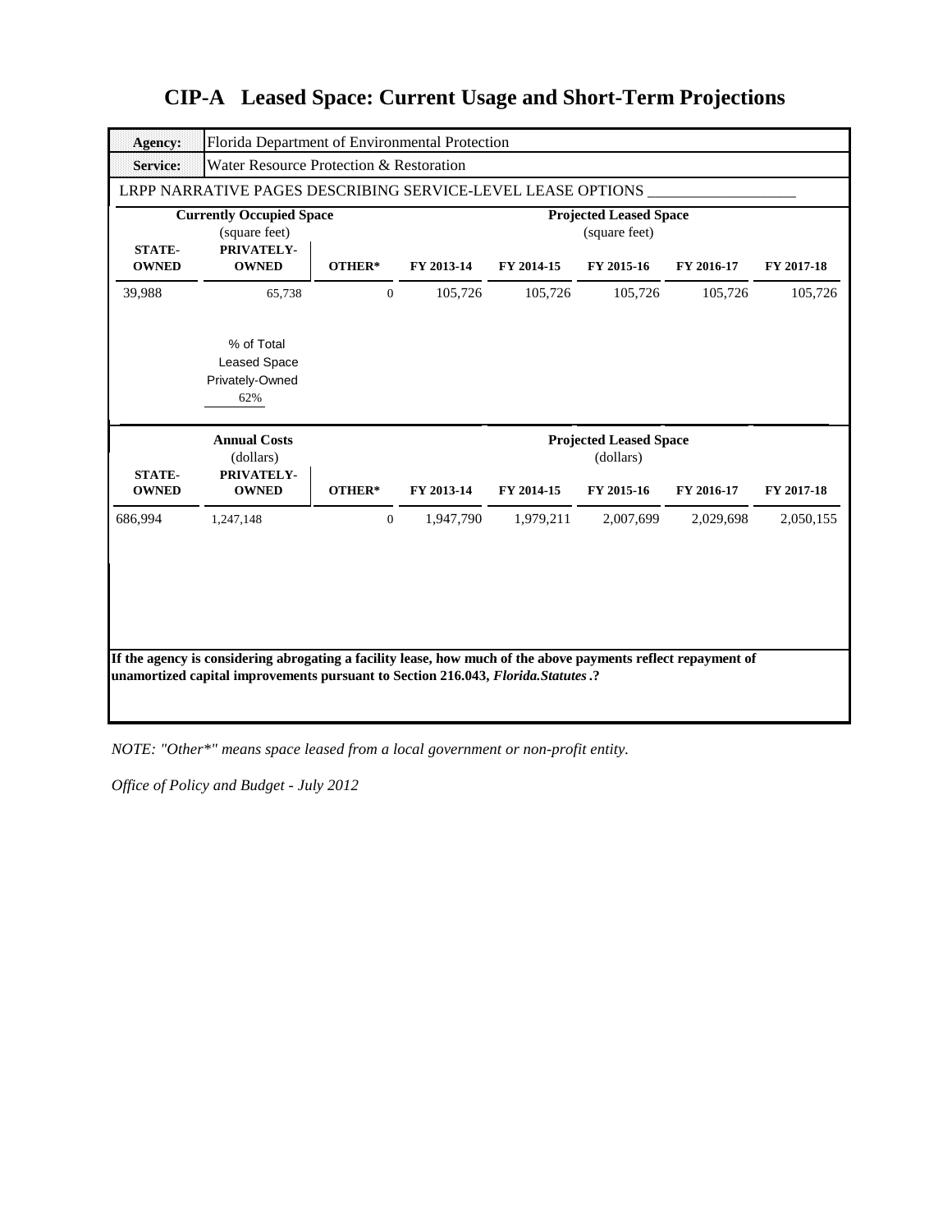# CIP-A Leased Space: Current Usage and Short-Term Projections

| **Agency:** | Florida Department of Environmental Protection |
|---|---|
| **Service:** | Water Resource Protection & Restoration |

LRPP NARRATIVE PAGES DESCRIBING SERVICE-LEVEL LEASE OPTIONS ___________________

| **Currently Occupied Space** (square feet) | | | **Projected Leased Space** (square feet) | | | | |
|---|---|---|---|---|---|---|---|
| **STATE-OWNED** | **PRIVATELY-OWNED** | **OTHER*** | **FY 2013-14** | **FY 2014-15** | **FY 2015-16** | **FY 2016-17** | **FY 2017-18** |
| 39,988 | 65,738 | 0 | 105,726 | 105,726 | 105,726 | 105,726 | 105,726 |

% of Total Leased Space Privately-Owned
62%

| **Annual Costs** (dollars) | | | **Projected Leased Space** (dollars) | | | | |
|---|---|---|---|---|---|---|---|
| **STATE-OWNED** | **PRIVATELY-OWNED** | **OTHER*** | **FY 2013-14** | **FY 2014-15** | **FY 2015-16** | **FY 2016-17** | **FY 2017-18** |
| 686,994 | 1,247,148 | 0 | 1,947,790 | 1,979,211 | 2,007,699 | 2,029,698 | 2,050,155 |

**If the agency is considering abrogating a facility lease, how much of the above payments reflect repayment of unamortized capital improvements pursuant to Section 216.043, *Florida.Statutes*.?**

*NOTE: "Other*" means space leased from a local government or non-profit entity.*

*Office of Policy and Budget - July 2012*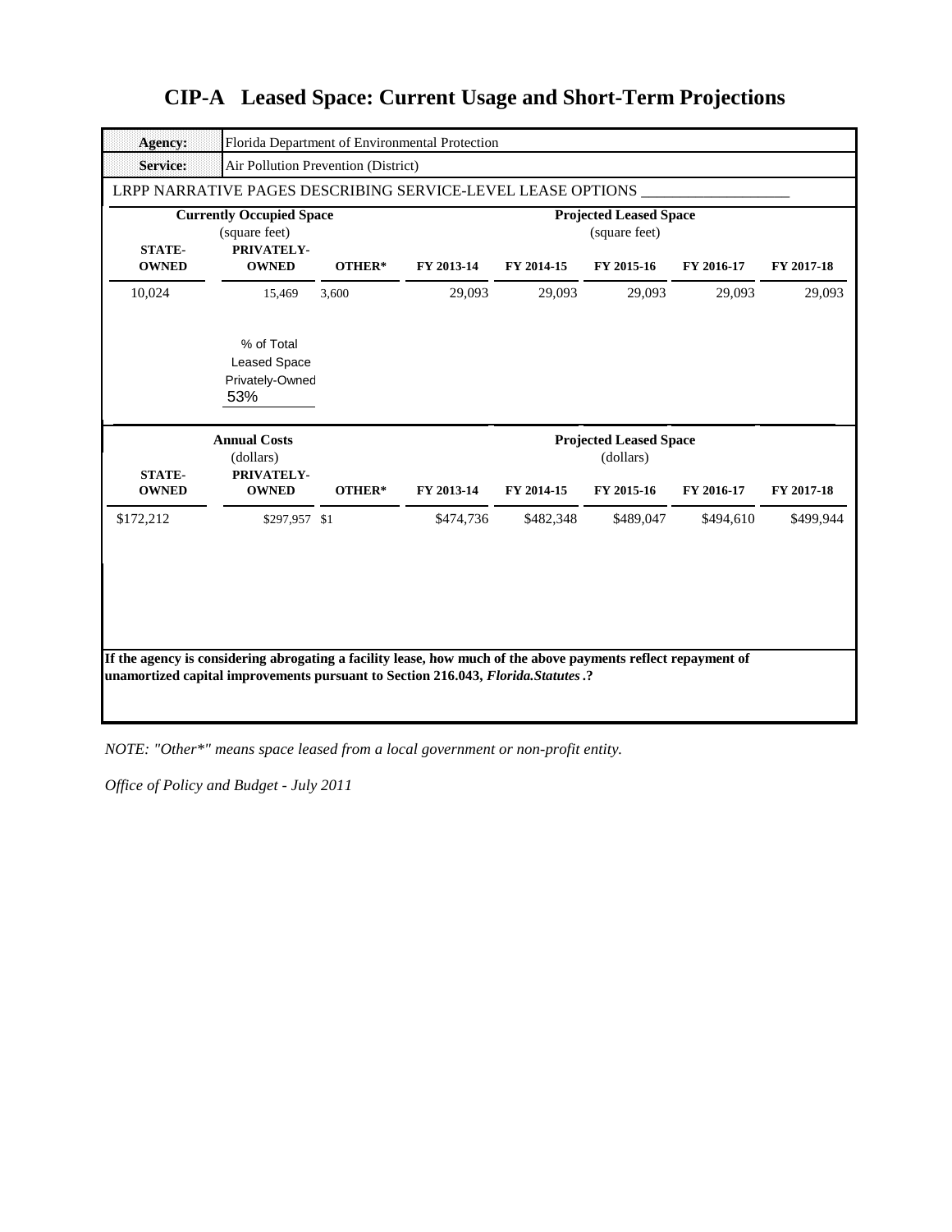# CIP-A Leased Space: Current Usage and Short-Term Projections

| **Agency:** | Florida Department of Environmental Protection |
|---|---|
| **Service:** | Air Pollution Prevention (District) |

LRPP NARRATIVE PAGES DESCRIBING SERVICE-LEVEL LEASE OPTIONS ___________________

| **Currently Occupied Space** (square feet) | | | **Projected Leased Space** (square feet) | | | | |
|---|---|---|---|---|---|---|---|
| **STATE-OWNED** | **PRIVATELY-OWNED** | **OTHER*** | **FY 2013-14** | **FY 2014-15** | **FY 2015-16** | **FY 2016-17** | **FY 2017-18** |
| 10,024 | 15,469 | 3,600 | 29,093 | 29,093 | 29,093 | 29,093 | 29,093 |

% of Total Leased Space Privately-Owned
53%

| **Annual Costs** (dollars) | | | **Projected Leased Space** (dollars) | | | | |
|---|---|---|---|---|---|---|---|
| **STATE-OWNED** | **PRIVATELY-OWNED** | **OTHER*** | **FY 2013-14** | **FY 2014-15** | **FY 2015-16** | **FY 2016-17** | **FY 2017-18** |
| $172,212 | $297,957 | $1 | $474,736 | $482,348 | $489,047 | $494,610 | $499,944 |

**If the agency is considering abrogating a facility lease, how much of the above payments reflect repayment of unamortized capital improvements pursuant to Section 216.043, *Florida.Statutes*.?**

*NOTE: "Other*" means space leased from a local government or non-profit entity.*

*Office of Policy and Budget - July 2011*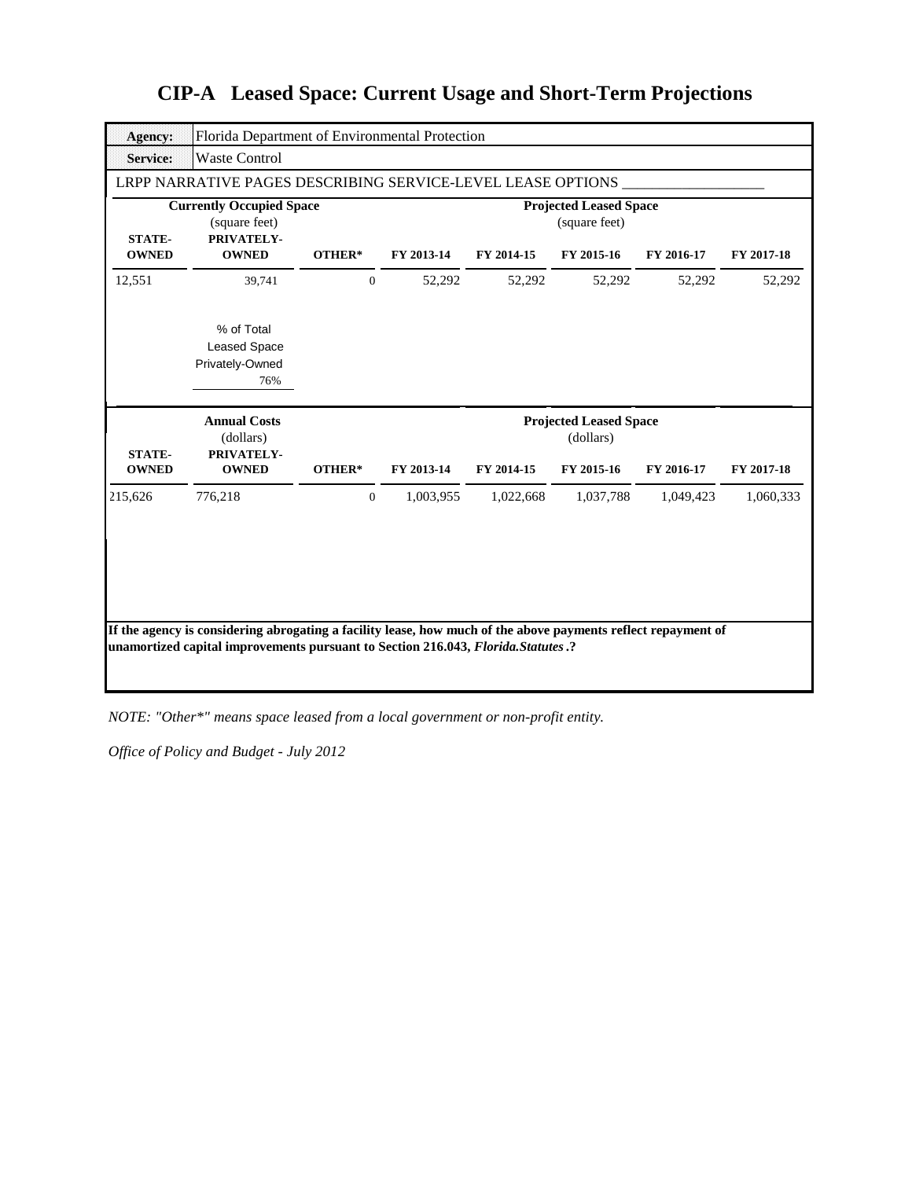# CIP-A Leased Space: Current Usage and Short-Term Projections

| **Agency:** | Florida Department of Environmental Protection |
|---|---|
| **Service:** | Waste Control |

LRPP NARRATIVE PAGES DESCRIBING SERVICE-LEVEL LEASE OPTIONS ___________________

| **Currently Occupied Space** (square feet) | | | **Projected Leased Space** (square feet) | | | | |
|---|---|---|---|---|---|---|---|
| **STATE-OWNED** | **PRIVATELY-OWNED** | **OTHER*** | **FY 2013-14** | **FY 2014-15** | **FY 2015-16** | **FY 2016-17** | **FY 2017-18** |
| 12,551 | 39,741 | 0 | 52,292 | 52,292 | 52,292 | 52,292 | 52,292 |

% of Total Leased Space Privately-Owned: 76%

| **Annual Costs** (dollars) | | | **Projected Leased Space** (dollars) | | | | |
|---|---|---|---|---|---|---|---|
| **STATE-OWNED** | **PRIVATELY-OWNED** | **OTHER*** | **FY 2013-14** | **FY 2014-15** | **FY 2015-16** | **FY 2016-17** | **FY 2017-18** |
| 215,626 | 776,218 | 0 | 1,003,955 | 1,022,668 | 1,037,788 | 1,049,423 | 1,060,333 |

**If the agency is considering abrogating a facility lease, how much of the above payments reflect repayment of unamortized capital improvements pursuant to Section 216.043, *Florida.Statutes*.?**

*NOTE: "Other*" means space leased from a local government or non-profit entity.*

*Office of Policy and Budget - July 2012*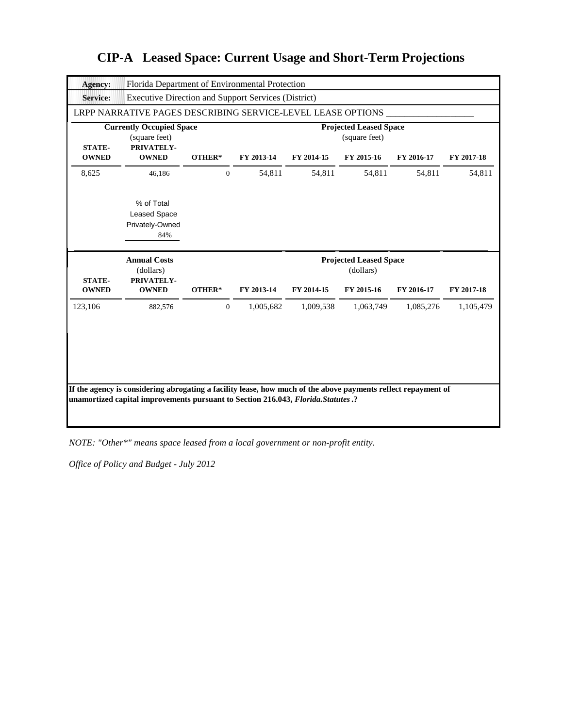# CIP-A Leased Space: Current Usage and Short-Term Projections

| **Agency:** | Florida Department of Environmental Protection |
|---|---|
| **Service:** | Executive Direction and Support Services (District) |

LRPP NARRATIVE PAGES DESCRIBING SERVICE-LEVEL LEASE OPTIONS ___________________

| **Currently Occupied Space** (square feet) | | | **Projected Leased Space** (square feet) | | | | |
|---|---|---|---|---|---|---|---|
| **STATE-OWNED** | **PRIVATELY-OWNED** | **OTHER*** | **FY 2013-14** | **FY 2014-15** | **FY 2015-16** | **FY 2016-17** | **FY 2017-18** |
| 8,625 | 46,186 | 0 | 54,811 | 54,811 | 54,811 | 54,811 | 54,811 |

% of Total Leased Space Privately-Owned: 84%

| **Annual Costs** (dollars) | | | **Projected Leased Space** (dollars) | | | | |
|---|---|---|---|---|---|---|---|
| **STATE-OWNED** | **PRIVATELY-OWNED** | **OTHER*** | **FY 2013-14** | **FY 2014-15** | **FY 2015-16** | **FY 2016-17** | **FY 2017-18** |
| 123,106 | 882,576 | 0 | 1,005,682 | 1,009,538 | 1,063,749 | 1,085,276 | 1,105,479 |

**If the agency is considering abrogating a facility lease, how much of the above payments reflect repayment of unamortized capital improvements pursuant to Section 216.043, *Florida.Statutes*.?**

*NOTE: "Other*" means space leased from a local government or non-profit entity.*

*Office of Policy and Budget - July 2012*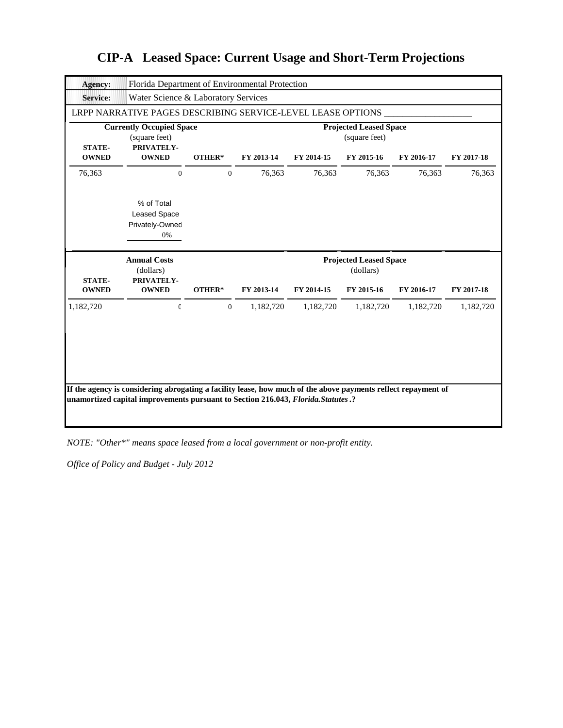# CIP-A Leased Space: Current Usage and Short-Term Projections

| **Agency:** | Florida Department of Environmental Protection |
|---|---|
| **Service:** | Water Science & Laboratory Services |

LRPP NARRATIVE PAGES DESCRIBING SERVICE-LEVEL LEASE OPTIONS ___________________

| **Currently Occupied Space** (square feet) | | | **Projected Leased Space** (square feet) | | | | |
|---|---|---|---|---|---|---|---|
| **STATE-OWNED** | **PRIVATELY-OWNED** | **OTHER*** | **FY 2013-14** | **FY 2014-15** | **FY 2015-16** | **FY 2016-17** | **FY 2017-18** |
| 76,363 | 0 | 0 | 76,363 | 76,363 | 76,363 | 76,363 | 76,363 |

% of Total Leased Space Privately-Owned
0%

| **Annual Costs** (dollars) | | | **Projected Leased Space** (dollars) | | | | |
|---|---|---|---|---|---|---|---|
| **STATE-OWNED** | **PRIVATELY-OWNED** | **OTHER*** | **FY 2013-14** | **FY 2014-15** | **FY 2015-16** | **FY 2016-17** | **FY 2017-18** |
| 1,182,720 | 0 | 0 | 1,182,720 | 1,182,720 | 1,182,720 | 1,182,720 | 1,182,720 |

**If the agency is considering abrogating a facility lease, how much of the above payments reflect repayment of unamortized capital improvements pursuant to Section 216.043, *Florida.Statutes*.?**

*NOTE: "Other*" means space leased from a local government or non-profit entity.*

*Office of Policy and Budget - July 2012*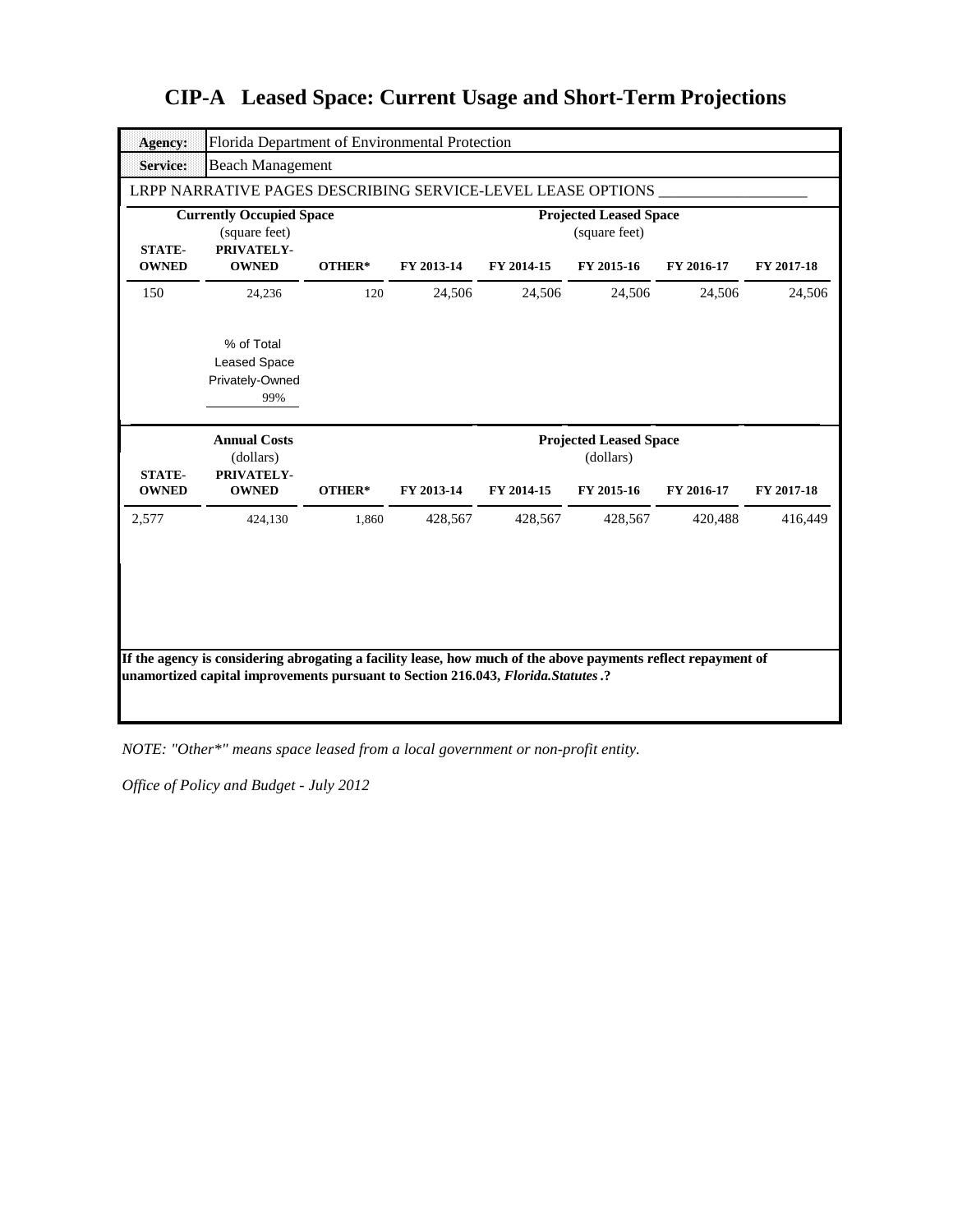# CIP-A Leased Space: Current Usage and Short-Term Projections

| **Agency:** | Florida Department of Environmental Protection |
|---|---|
| **Service:** | Beach Management |

LRPP NARRATIVE PAGES DESCRIBING SERVICE-LEVEL LEASE OPTIONS ___________________

| **Currently Occupied Space** (square feet) | | | **Projected Leased Space** (square feet) | | | | |
|---|---|---|---|---|---|---|---|
| **STATE-OWNED** | **PRIVATELY-OWNED** | **OTHER*** | **FY 2013-14** | **FY 2014-15** | **FY 2015-16** | **FY 2016-17** | **FY 2017-18** |
| 150 | 24,236 | 120 | 24,506 | 24,506 | 24,506 | 24,506 | 24,506 |

% of Total Leased Space Privately-Owned
99%

| **Annual Costs** (dollars) | | | **Projected Leased Space** (dollars) | | | | |
|---|---|---|---|---|---|---|---|
| **STATE-OWNED** | **PRIVATELY-OWNED** | **OTHER*** | **FY 2013-14** | **FY 2014-15** | **FY 2015-16** | **FY 2016-17** | **FY 2017-18** |
| 2,577 | 424,130 | 1,860 | 428,567 | 428,567 | 428,567 | 420,488 | 416,449 |

**If the agency is considering abrogating a facility lease, how much of the above payments reflect repayment of unamortized capital improvements pursuant to Section 216.043, *Florida.Statutes*.?**

*NOTE: "Other*" means space leased from a local government or non-profit entity.*

*Office of Policy and Budget - July 2012*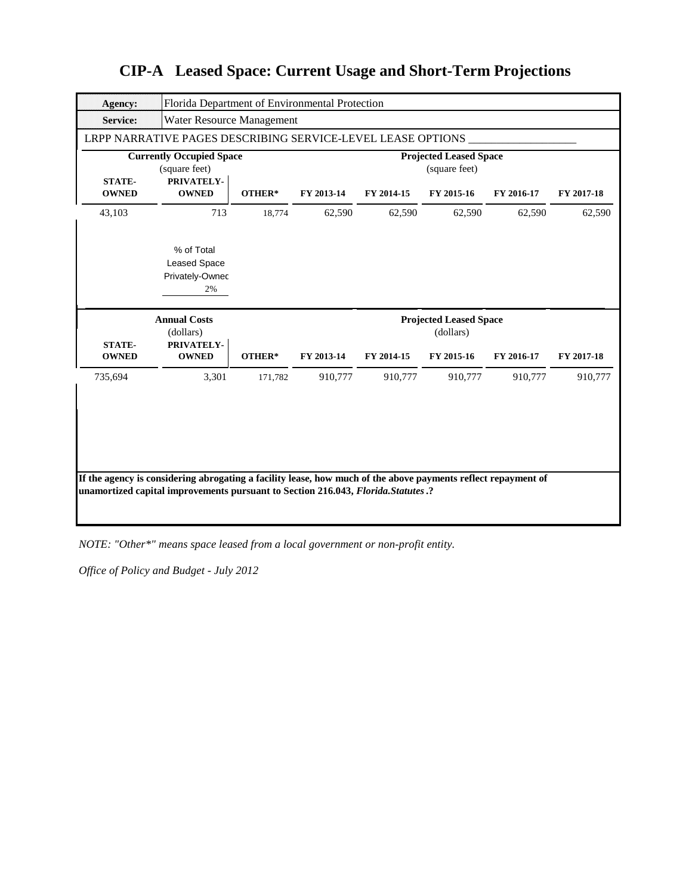# CIP-A Leased Space: Current Usage and Short-Term Projections

| **Agency:** | Florida Department of Environmental Protection |
|---|---|
| **Service:** | Water Resource Management |

LRPP NARRATIVE PAGES DESCRIBING SERVICE-LEVEL LEASE OPTIONS ___________________

| **Currently Occupied Space** (square feet) | | | **Projected Leased Space** (square feet) | | | | |
|---|---|---|---|---|---|---|---|
| **STATE-OWNED** | **PRIVATELY-OWNED** | **OTHER*** | **FY 2013-14** | **FY 2014-15** | **FY 2015-16** | **FY 2016-17** | **FY 2017-18** |
| 43,103 | 713 | 18,774 | 62,590 | 62,590 | 62,590 | 62,590 | 62,590 |
| | % of Total Leased Space Privately-Owned 2% | | | | | | |

| **Annual Costs** (dollars) | | | **Projected Leased Space** (dollars) | | | | |
|---|---|---|---|---|---|---|---|
| **STATE-OWNED** | **PRIVATELY-OWNED** | **OTHER*** | **FY 2013-14** | **FY 2014-15** | **FY 2015-16** | **FY 2016-17** | **FY 2017-18** |
| 735,694 | 3,301 | 171,782 | 910,777 | 910,777 | 910,777 | 910,777 | 910,777 |

**If the agency is considering abrogating a facility lease, how much of the above payments reflect repayment of unamortized capital improvements pursuant to Section 216.043, *Florida.Statutes*.?**

*NOTE: "Other*" means space leased from a local government or non-profit entity.*

*Office of Policy and Budget - July 2012*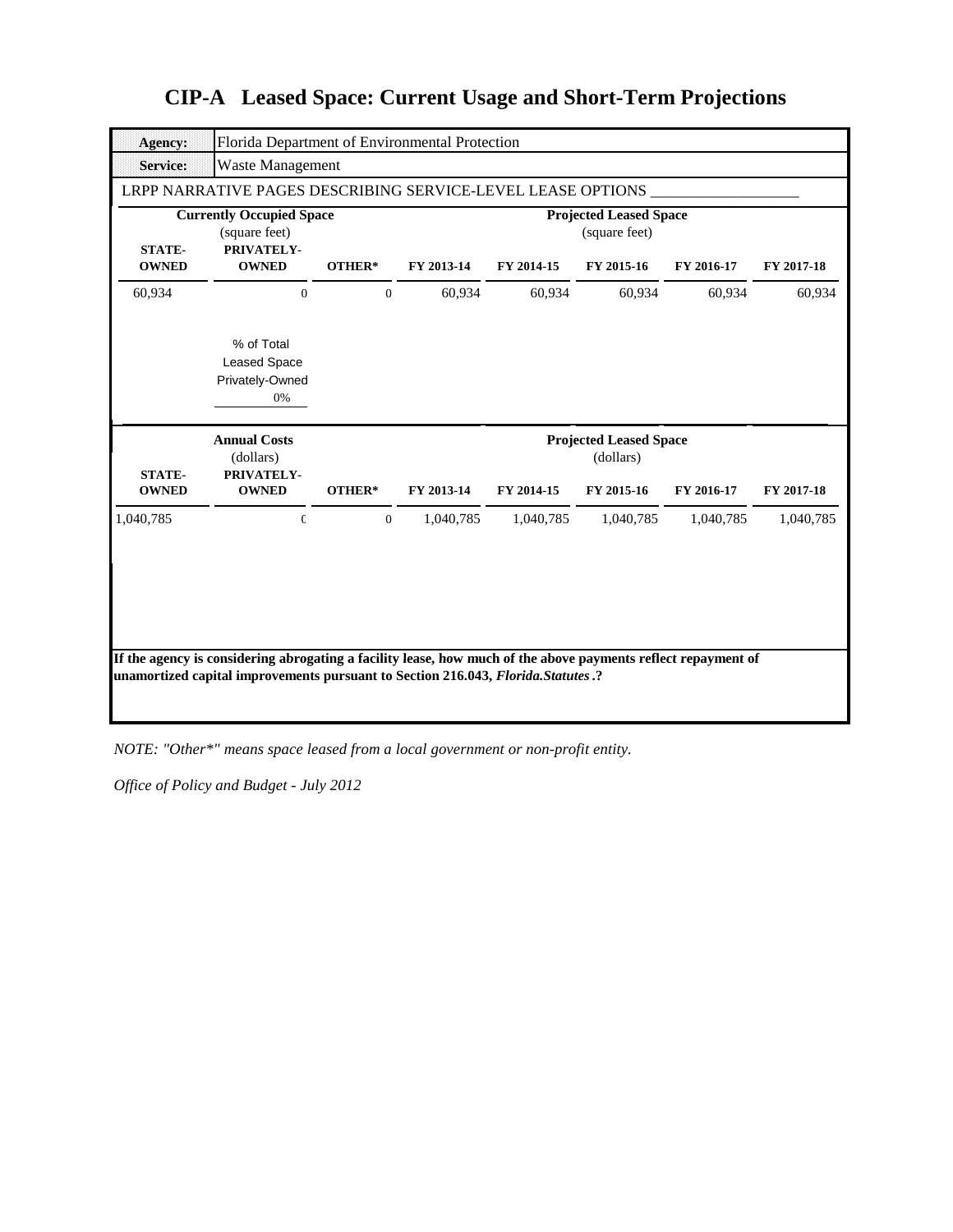# CIP-A Leased Space: Current Usage and Short-Term Projections

| **Agency:** | Florida Department of Environmental Protection |
|---|---|
| **Service:** | Waste Management |

LRPP NARRATIVE PAGES DESCRIBING SERVICE-LEVEL LEASE OPTIONS ___________________

| **Currently Occupied Space** (square feet) | | | **Projected Leased Space** (square feet) | | | | |
|---|---|---|---|---|---|---|---|
| **STATE-OWNED** | **PRIVATELY-OWNED** | **OTHER*** | **FY 2013-14** | **FY 2014-15** | **FY 2015-16** | **FY 2016-17** | **FY 2017-18** |
| 60,934 | 0 | 0 | 60,934 | 60,934 | 60,934 | 60,934 | 60,934 |

% of Total Leased Space Privately-Owned: 0%

| **Annual Costs** (dollars) | | | **Projected Leased Space** (dollars) | | | | |
|---|---|---|---|---|---|---|---|
| **STATE-OWNED** | **PRIVATELY-OWNED** | **OTHER*** | **FY 2013-14** | **FY 2014-15** | **FY 2015-16** | **FY 2016-17** | **FY 2017-18** |
| 1,040,785 | 0 | 0 | 1,040,785 | 1,040,785 | 1,040,785 | 1,040,785 | 1,040,785 |

**If the agency is considering abrogating a facility lease, how much of the above payments reflect repayment of unamortized capital improvements pursuant to Section 216.043, *Florida.Statutes*.?**

*NOTE: "Other*" means space leased from a local government or non-profit entity.*

*Office of Policy and Budget - July 2012*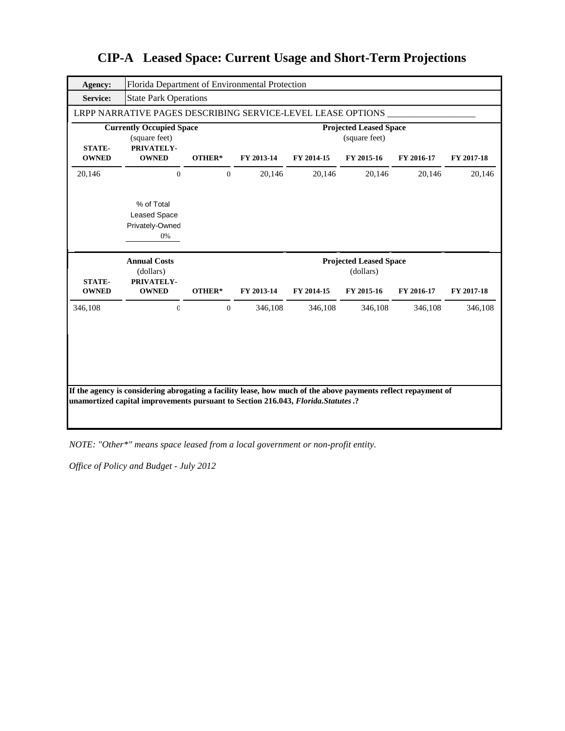# CIP-A Leased Space: Current Usage and Short-Term Projections

| **Agency:** | Florida Department of Environmental Protection |
|---|---|
| **Service:** | State Park Operations |

LRPP NARRATIVE PAGES DESCRIBING SERVICE-LEVEL LEASE OPTIONS ___________________

| **Currently Occupied Space** (square feet) | | | **Projected Leased Space** (square feet) | | | | |
|---|---|---|---|---|---|---|---|
| **STATE-OWNED** | **PRIVATELY-OWNED** | **OTHER*** | **FY 2013-14** | **FY 2014-15** | **FY 2015-16** | **FY 2016-17** | **FY 2017-18** |
| 20,146 | 0 | 0 | 20,146 | 20,146 | 20,146 | 20,146 | 20,146 |

% of Total Leased Space Privately-Owned
0%

| **Annual Costs** (dollars) | | | **Projected Leased Space** (dollars) | | | | |
|---|---|---|---|---|---|---|---|
| **STATE-OWNED** | **PRIVATELY-OWNED** | **OTHER*** | **FY 2013-14** | **FY 2014-15** | **FY 2015-16** | **FY 2016-17** | **FY 2017-18** |
| 346,108 | 0 | 0 | 346,108 | 346,108 | 346,108 | 346,108 | 346,108 |

**If the agency is considering abrogating a facility lease, how much of the above payments reflect repayment of unamortized capital improvements pursuant to Section 216.043, *Florida.Statutes*.?**

*NOTE: "Other*" means space leased from a local government or non-profit entity.*

*Office of Policy and Budget - July 2012*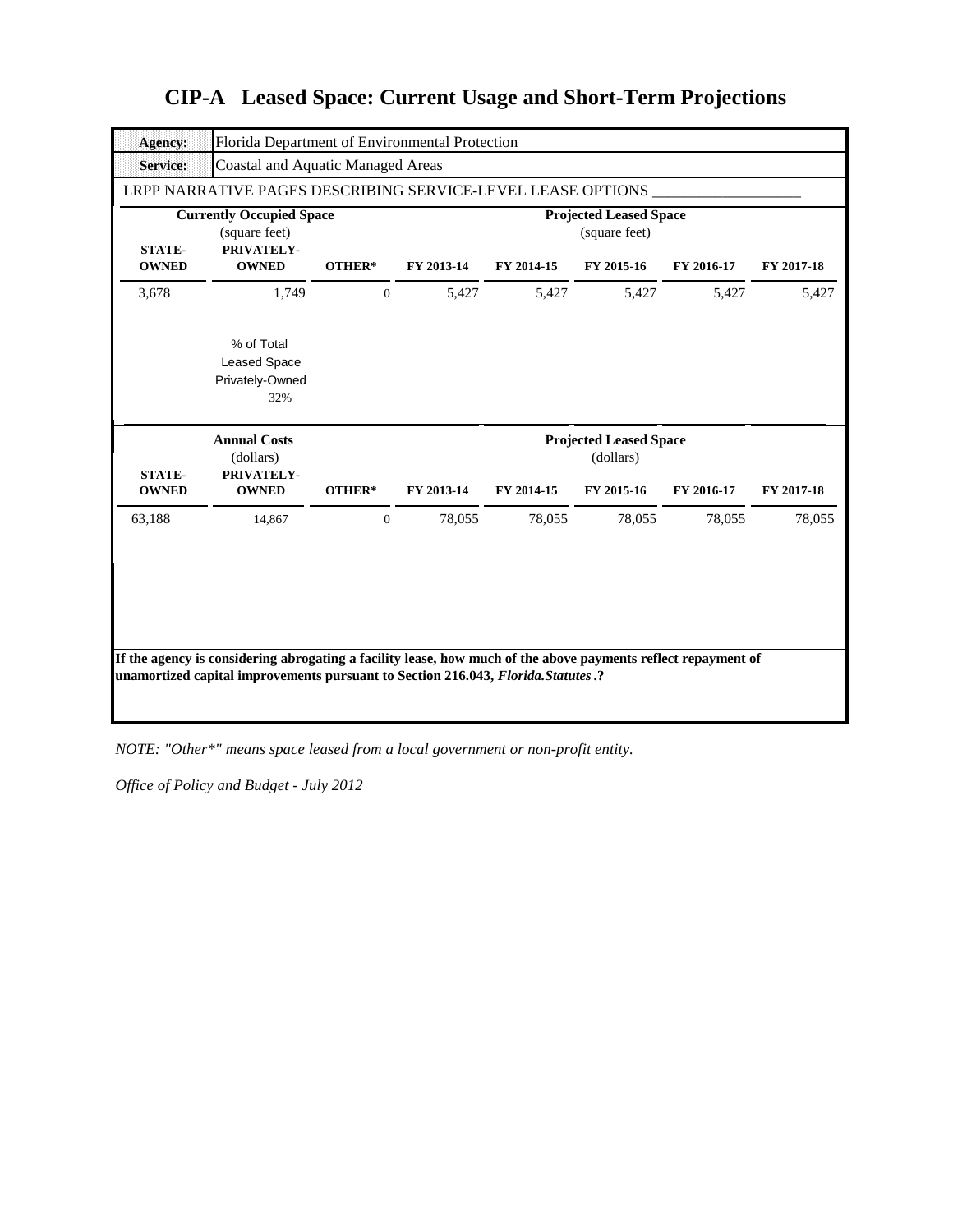# CIP-A Leased Space: Current Usage and Short-Term Projections

| **Agency:** | Florida Department of Environmental Protection | | | | | | |
|---|---|---|---|---|---|---|---|
| **Service:** | Coastal and Aquatic Managed Areas | | | | | | |
| LRPP NARRATIVE PAGES DESCRIBING SERVICE-LEVEL LEASE OPTIONS ___________________ | | | | | | | |
| **Currently Occupied Space** (square feet) | | | **Projected Leased Space** (square feet) | | | | |
| **STATE-OWNED** | **PRIVATELY-OWNED** | **OTHER*** | **FY 2013-14** | **FY 2014-15** | **FY 2015-16** | **FY 2016-17** | **FY 2017-18** |
| 3,678 | 1,749 | 0 | 5,427 | 5,427 | 5,427 | 5,427 | 5,427 |
| | % of Total Leased Space Privately-Owned 32% | | | | | | |
| **Annual Costs** (dollars) | | | **Projected Leased Space** (dollars) | | | | |
| **STATE-OWNED** | **PRIVATELY-OWNED** | **OTHER*** | **FY 2013-14** | **FY 2014-15** | **FY 2015-16** | **FY 2016-17** | **FY 2017-18** |
| 63,188 | 14,867 | 0 | 78,055 | 78,055 | 78,055 | 78,055 | 78,055 |

**If the agency is considering abrogating a facility lease, how much of the above payments reflect repayment of unamortized capital improvements pursuant to Section 216.043, *Florida.Statutes*.?**

*NOTE: "Other*" means space leased from a local government or non-profit entity.*

*Office of Policy and Budget - July 2012*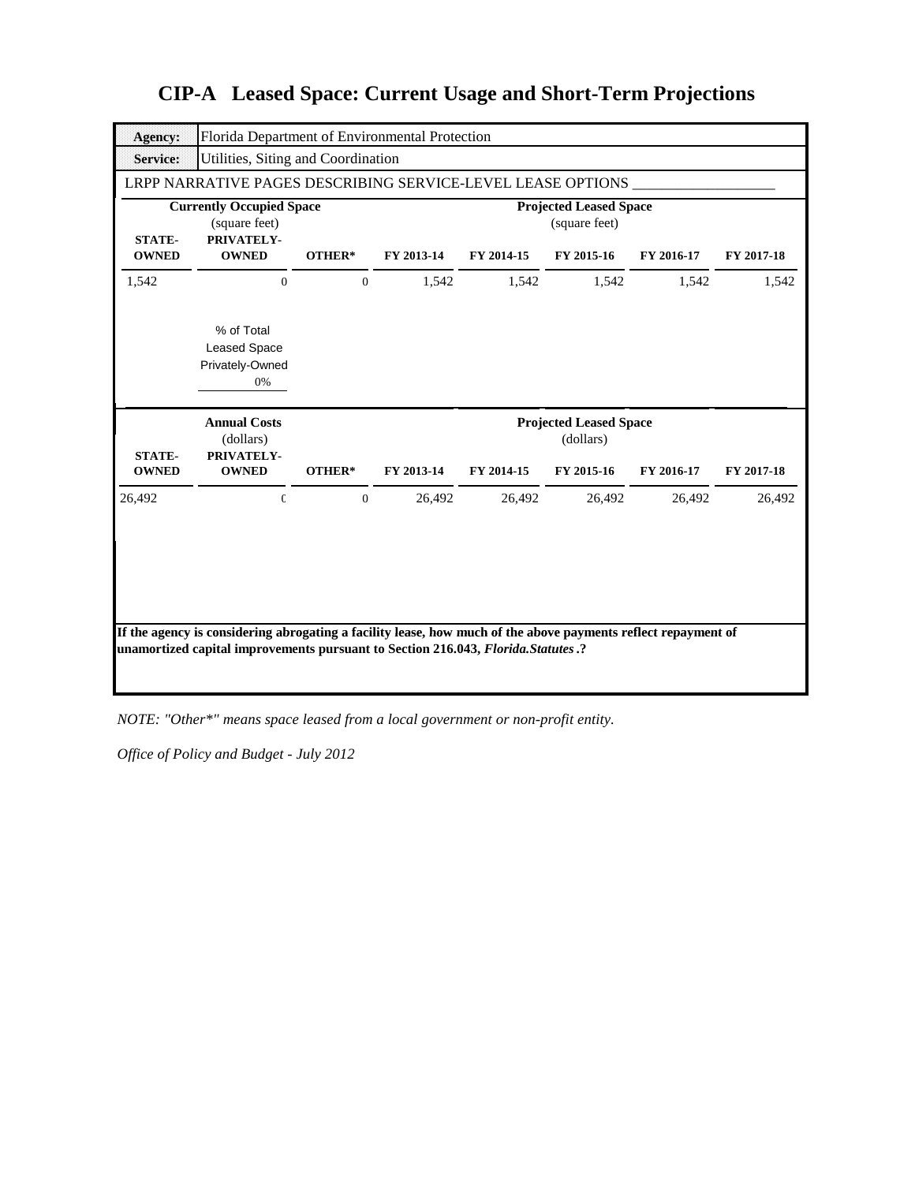# CIP-A Leased Space: Current Usage and Short-Term Projections

| **Agency:** | Florida Department of Environmental Protection |
|---|---|
| **Service:** | Utilities, Siting and Coordination |

LRPP NARRATIVE PAGES DESCRIBING SERVICE-LEVEL LEASE OPTIONS ___________________

| **Currently Occupied Space** (square feet) | | | **Projected Leased Space** (square feet) | | | | |
|---|---|---|---|---|---|---|---|
| **STATE-OWNED** | **PRIVATELY-OWNED** | **OTHER*** | **FY 2013-14** | **FY 2014-15** | **FY 2015-16** | **FY 2016-17** | **FY 2017-18** |
| 1,542 | 0 | 0 | 1,542 | 1,542 | 1,542 | 1,542 | 1,542 |

% of Total Leased Space Privately-Owned: 0%

| **Annual Costs** (dollars) | | | **Projected Leased Space** (dollars) | | | | |
|---|---|---|---|---|---|---|---|
| **STATE-OWNED** | **PRIVATELY-OWNED** | **OTHER*** | **FY 2013-14** | **FY 2014-15** | **FY 2015-16** | **FY 2016-17** | **FY 2017-18** |
| 26,492 | 0 | 0 | 26,492 | 26,492 | 26,492 | 26,492 | 26,492 |

**If the agency is considering abrogating a facility lease, how much of the above payments reflect repayment of unamortized capital improvements pursuant to Section 216.043, *Florida.Statutes*.?**

*NOTE: "Other*" means space leased from a local government or non-profit entity.*

*Office of Policy and Budget - July 2012*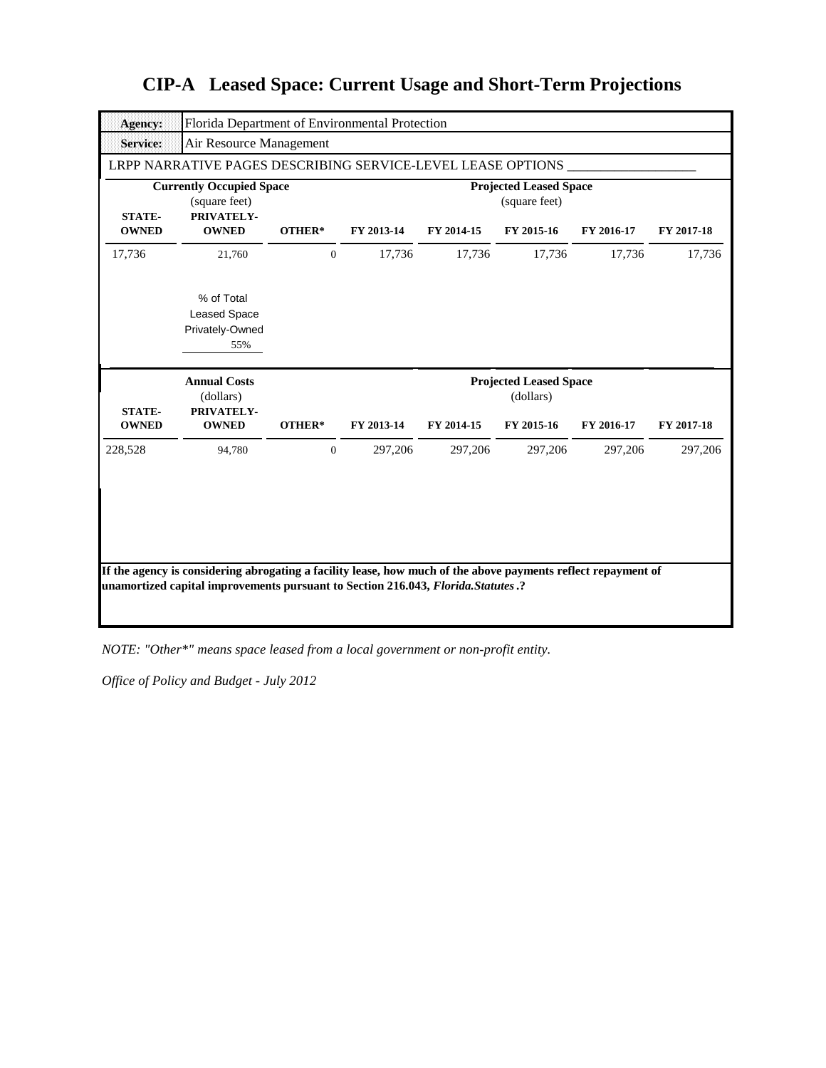# CIP-A Leased Space: Current Usage and Short-Term Projections

| **Agency:** | Florida Department of Environmental Protection |
|---|---|
| **Service:** | Air Resource Management |

LRPP NARRATIVE PAGES DESCRIBING SERVICE-LEVEL LEASE OPTIONS ___________________

| **Currently Occupied Space** (square feet) | | | **Projected Leased Space** (square feet) | | | | |
|---|---|---|---|---|---|---|---|
| **STATE-OWNED** | **PRIVATELY-OWNED** | **OTHER*** | **FY 2013-14** | **FY 2014-15** | **FY 2015-16** | **FY 2016-17** | **FY 2017-18** |
| 17,736 | 21,760 | 0 | 17,736 | 17,736 | 17,736 | 17,736 | 17,736 |

% of Total Leased Space Privately-Owned: 55%

| **Annual Costs** (dollars) | | | **Projected Leased Space** (dollars) | | | | |
|---|---|---|---|---|---|---|---|
| **STATE-OWNED** | **PRIVATELY-OWNED** | **OTHER*** | **FY 2013-14** | **FY 2014-15** | **FY 2015-16** | **FY 2016-17** | **FY 2017-18** |
| 228,528 | 94,780 | 0 | 297,206 | 297,206 | 297,206 | 297,206 | 297,206 |

**If the agency is considering abrogating a facility lease, how much of the above payments reflect repayment of unamortized capital improvements pursuant to Section 216.043, *Florida.Statutes*.?**

*NOTE: "Other*" means space leased from a local government or non-profit entity.*

*Office of Policy and Budget - July 2012*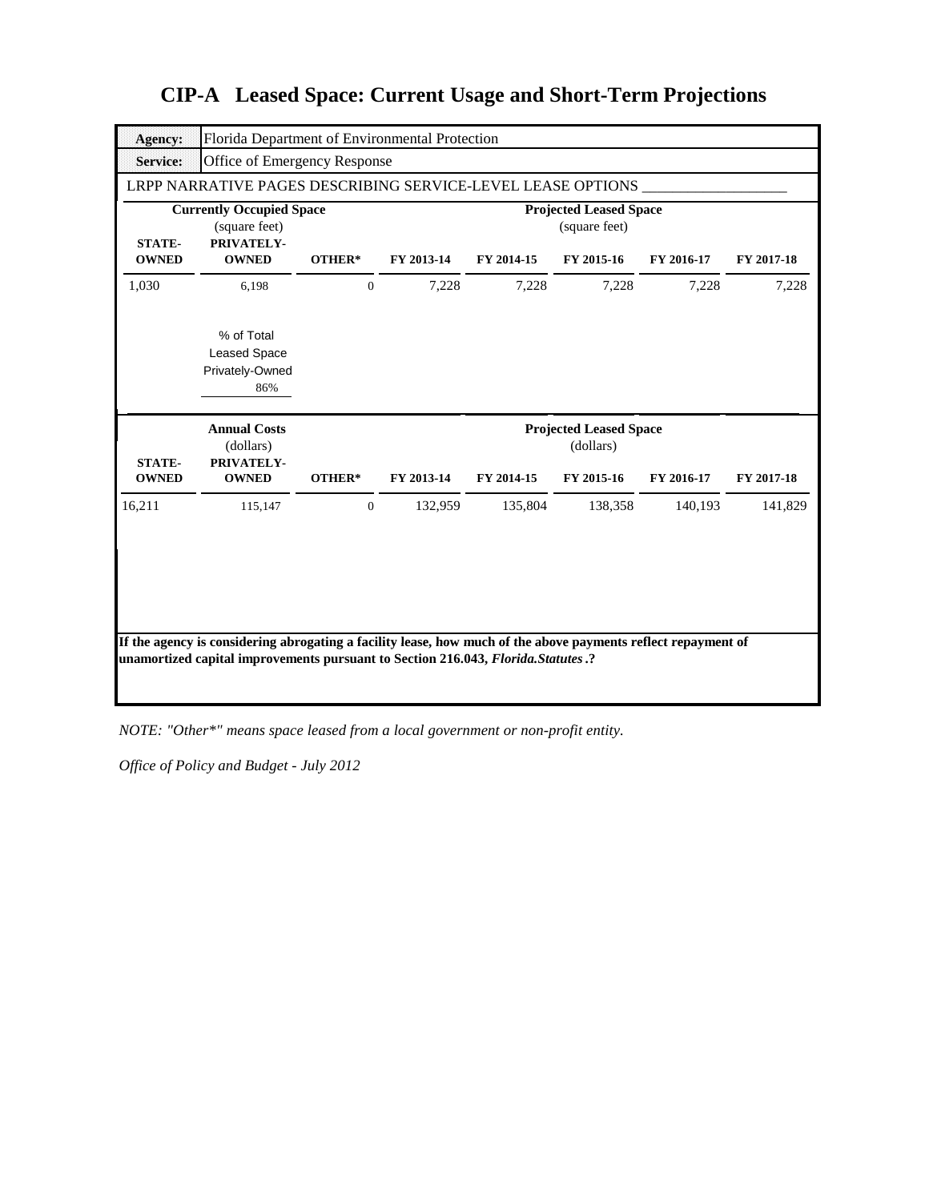# CIP-A Leased Space: Current Usage and Short-Term Projections

| | |
|---|---|
| **Agency:** | Florida Department of Environmental Protection |
| **Service:** | Office of Emergency Response |

LRPP NARRATIVE PAGES DESCRIBING SERVICE-LEVEL LEASE OPTIONS ___________________

| **Currently Occupied Space** (square feet) | | | **Projected Leased Space** (square feet) | | | | |
|---|---|---|---|---|---|---|---|
| **STATE-OWNED** | **PRIVATELY-OWNED** | **OTHER*** | **FY 2013-14** | **FY 2014-15** | **FY 2015-16** | **FY 2016-17** | **FY 2017-18** |
| 1,030 | 6,198 | 0 | 7,228 | 7,228 | 7,228 | 7,228 | 7,228 |

% of Total Leased Space Privately-Owned
86%

| **Annual Costs** (dollars) | | | **Projected Leased Space** (dollars) | | | | |
|---|---|---|---|---|---|---|---|
| **STATE-OWNED** | **PRIVATELY-OWNED** | **OTHER*** | **FY 2013-14** | **FY 2014-15** | **FY 2015-16** | **FY 2016-17** | **FY 2017-18** |
| 16,211 | 115,147 | 0 | 132,959 | 135,804 | 138,358 | 140,193 | 141,829 |

**If the agency is considering abrogating a facility lease, how much of the above payments reflect repayment of unamortized capital improvements pursuant to Section 216.043, *Florida.Statutes*.?**

*NOTE: "Other*" means space leased from a local government or non-profit entity.*

*Office of Policy and Budget - July 2012*